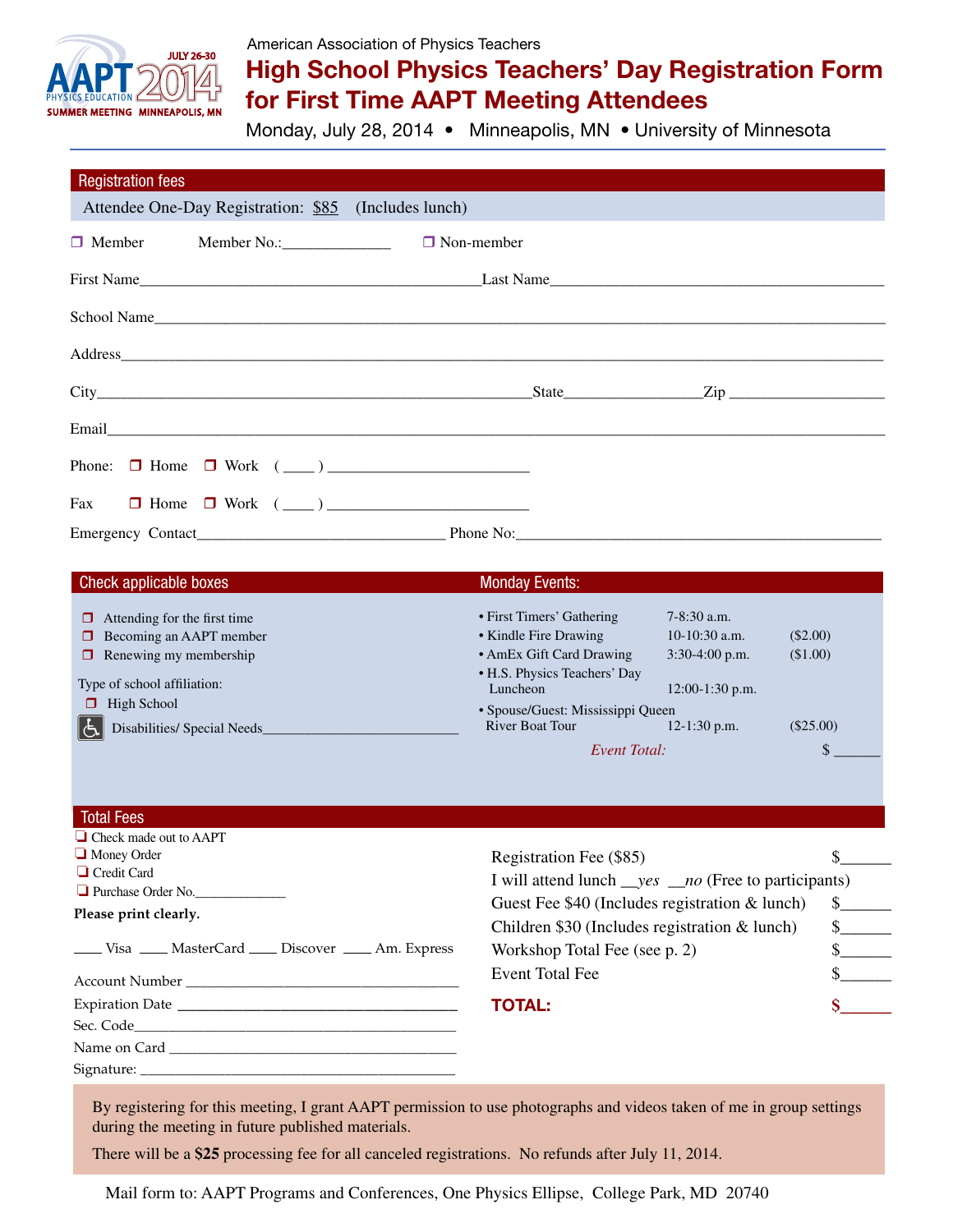AAPT 2014 PHYSICS EDUCATION SUMMER MEETING MINNEAPOLIS, MN JULY 26-30

American Association of Physics Teachers

# High School Physics Teachers' Day Registration Form for First Time AAPT Meeting Attendees

Monday, July 28, 2014 • Minneapolis, MN • University of Minnesota

## Registration fees

Attendee One-Day Registration: $85 (Includes lunch)

❐ Member Member No.:_____________ ❐ Non-member

First Name___________________________________________Last Name___________________________________________

School Name_______________________________________________________________________________________

Address___________________________________________________________________________________________

City_____________________________________________________State________________Zip ___________________

Email_____________________________________________________________________________________________

Phone: ❐ Home ❐ Work ( ____ ) ________________________

Fax ❐ Home ❐ Work ( ____ ) ________________________

Emergency Contact_______________________________ Phone No:_______________________________________________

## Check applicable boxes

❐ Attending for the first time
❐ Becoming an AAPT member
❐ Renewing my membership

Type of school affiliation:

❐ High School

Disabilities/ Special Needs___________________________

## Monday Events:

| Event | Time | Fee |
|---|---|---|
| • First Timers' Gathering | 7-8:30 a.m. | |
| • Kindle Fire Drawing | 10-10:30 a.m. | ($2.00) |
| • AmEx Gift Card Drawing | 3:30-4:00 p.m. | ($1.00) |
| • H.S. Physics Teachers' Day Luncheon | 12:00-1:30 p.m. | |
| • Spouse/Guest: Mississippi Queen River Boat Tour | 12-1:30 p.m. | ($25.00) |

*Event Total:* $ ______

## Total Fees

❐ Check made out to AAPT
❐ Money Order
❐ Credit Card
❐ Purchase Order No.____________

**Please print clearly.**

____ Visa ____ MasterCard ____ Discover ____ Am. Express

Account Number ___________________________________

Expiration Date ___________________________________

Sec. Code__________________________________________

Name on Card _____________________________________

Signature: _________________________________________

Registration Fee ($85) $______

I will attend lunch __*yes* __*no* (Free to participants)

Guest Fee $40 (Includes registration & lunch) $______

Children $30 (Includes registration & lunch) $______

Workshop Total Fee (see p. 2) $______

Event Total Fee $______

**TOTAL:** $______

By registering for this meeting, I grant AAPT permission to use photographs and videos taken of me in group settings during the meeting in future published materials.

There will be a **$25** processing fee for all canceled registrations. No refunds after July 11, 2014.

Mail form to: AAPT Programs and Conferences, One Physics Ellipse, College Park, MD 20740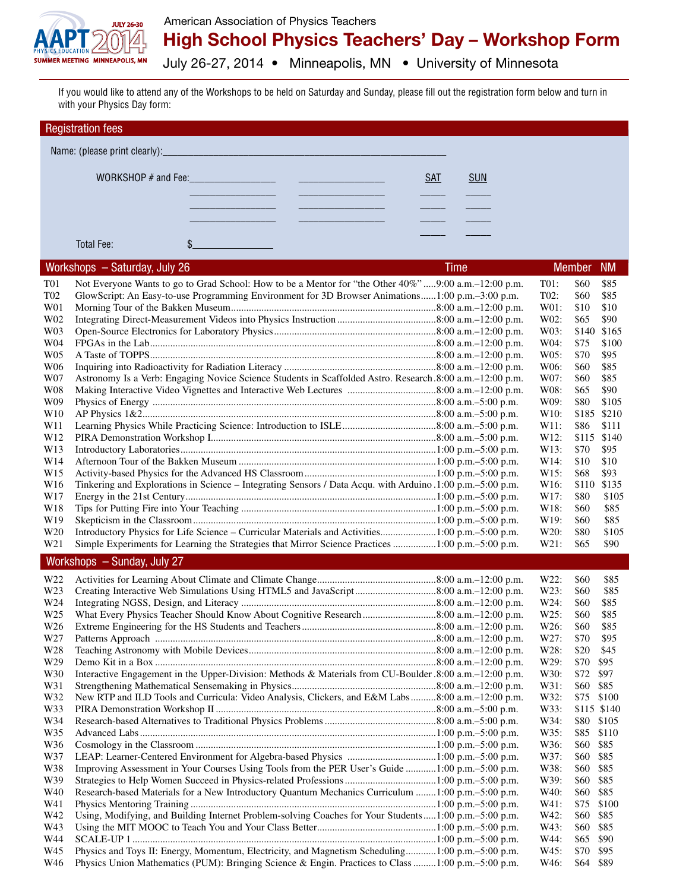American Association of Physics Teachers

# High School Physics Teachers' Day – Workshop Form

July 26-27, 2014 • Minneapolis, MN • University of Minnesota

If you would like to attend any of the Workshops to be held on Saturday and Sunday, please fill out the registration form below and turn in with your Physics Day form:

## Registration fees

Name: (please print clearly):\_\_\_\_\_\_\_\_\_\_\_\_\_\_\_\_\_\_\_\_\_\_\_\_\_\_\_\_\_\_\_\_\_\_\_\_\_\_\_\_\_\_\_\_\_\_\_\_

| WORKSHOP # and Fee: | | SAT | SUN |
|---|---|---|---|
| \_\_\_\_\_\_\_\_\_\_\_\_ | \_\_\_\_\_\_\_\_\_\_\_\_ | \_\_\_\_ | \_\_\_\_ |
| \_\_\_\_\_\_\_\_\_\_\_\_ | \_\_\_\_\_\_\_\_\_\_\_\_ | \_\_\_\_ | \_\_\_\_ |
| \_\_\_\_\_\_\_\_\_\_\_\_ | \_\_\_\_\_\_\_\_\_\_\_\_ | \_\_\_\_ | \_\_\_\_ |
| \_\_\_\_\_\_\_\_\_\_\_\_ | \_\_\_\_\_\_\_\_\_\_\_\_ | \_\_\_\_ | \_\_\_\_ |
| | | \_\_\_\_ | \_\_\_\_ |

Total Fee: $\_\_\_\_\_\_\_\_\_\_\_\_

## Workshops – Saturday, July 26

| | Workshop | Time | | Member | NM |
|---|---|---|---|---|---|
| T01 | Not Everyone Wants to go to Grad School: How to be a Mentor for "the Other 40%" | 9:00 a.m.–12:00 p.m. | T01: | $60 | $85 |
| T02 | GlowScript: An Easy-to-use Programming Environment for 3D Browser Animations | 1:00 p.m.–3:00 p.m. | T02: | $60 | $85 |
| W01 | Morning Tour of the Bakken Museum | 8:00 a.m.–12:00 p.m. | W01: | $10 | $10 |
| W02 | Integrating Direct-Measurement Videos into Physics Instruction | 8:00 a.m.–12:00 p.m. | W02: | $65 | $90 |
| W03 | Open-Source Electronics for Laboratory Physics | 8:00 a.m.–12:00 p.m. | W03: | $140 | $165 |
| W04 | FPGAs in the Lab | 8:00 a.m.–12:00 p.m. | W04: | $75 | $100 |
| W05 | A Taste of TOPPS | 8:00 a.m.–12:00 p.m. | W05: | $70 | $95 |
| W06 | Inquiring into Radioactivity for Radiation Literacy | 8:00 a.m.–12:00 p.m. | W06: | $60 | $85 |
| W07 | Astronomy Is a Verb: Engaging Novice Science Students in Scaffolded Astro. Research | 8:00 a.m.–12:00 p.m. | W07: | $60 | $85 |
| W08 | Making Interactive Video Vignettes and Interactive Web Lectures | 8:00 a.m.–12:00 p.m. | W08: | $65 | $90 |
| W09 | Physics of Energy | 8:00 a.m.–5:00 p.m. | W09: | $80 | $105 |
| W10 | AP Physics 1&2 | 8:00 a.m.–5:00 p.m. | W10: | $185 | $210 |
| W11 | Learning Physics While Practicing Science: Introduction to ISLE | 8:00 a.m.–5:00 p.m. | W11: | $86 | $111 |
| W12 | PIRA Demonstration Workshop I | 8:00 a.m.–5:00 p.m. | W12: | $115 | $140 |
| W13 | Introductory Laboratories | 1:00 p.m.–5:00 p.m. | W13: | $70 | $95 |
| W14 | Afternoon Tour of the Bakken Museum | 1:00 p.m.–5:00 p.m. | W14: | $10 | $10 |
| W15 | Activity-based Physics for the Advanced HS Classroom | 1:00 p.m.–5:00 p.m. | W15: | $68 | $93 |
| W16 | Tinkering and Explorations in Science – Integrating Sensors / Data Acqu. with Arduino | 1:00 p.m.–5:00 p.m. | W16: | $110 | $135 |
| W17 | Energy in the 21st Century | 1:00 p.m.–5:00 p.m. | W17: | $80 | $105 |
| W18 | Tips for Putting Fire into Your Teaching | 1:00 p.m.–5:00 p.m. | W18: | $60 | $85 |
| W19 | Skepticism in the Classroom | 1:00 p.m.–5:00 p.m. | W19: | $60 | $85 |
| W20 | Introductory Physics for Life Science – Curricular Materials and Activities | 1:00 p.m.–5:00 p.m. | W20: | $80 | $105 |
| W21 | Simple Experiments for Learning the Strategies that Mirror Science Practices | 1:00 p.m.–5:00 p.m. | W21: | $65 | $90 |

## Workshops – Sunday, July 27

| | Workshop | Time | | Member | NM |
|---|---|---|---|---|---|
| W22 | Activities for Learning About Climate and Climate Change | 8:00 a.m.–12:00 p.m. | W22: | $60 | $85 |
| W23 | Creating Interactive Web Simulations Using HTML5 and JavaScript | 8:00 a.m.–12:00 p.m. | W23: | $60 | $85 |
| W24 | Integrating NGSS, Design, and Literacy | 8:00 a.m.–12:00 p.m. | W24: | $60 | $85 |
| W25 | What Every Physics Teacher Should Know About Cognitive Research | 8:00 a.m.–12:00 p.m. | W25: | $60 | $85 |
| W26 | Extreme Engineering for the HS Students and Teachers | 8:00 a.m.–12:00 p.m. | W26: | $60 | $85 |
| W27 | Patterns Approach | 8:00 a.m.–12:00 p.m. | W27: | $70 | $95 |
| W28 | Teaching Astronomy with Mobile Devices | 8:00 a.m.–12:00 p.m. | W28: | $20 | $45 |
| W29 | Demo Kit in a Box | 8:00 a.m.–12:00 p.m. | W29: | $70 | $95 |
| W30 | Interactive Engagement in the Upper-Division: Methods & Materials from CU-Boulder | 8:00 a.m.–12:00 p.m. | W30: | $72 | $97 |
| W31 | Strengthening Mathematical Sensemaking in Physics | 8:00 a.m.–12:00 p.m. | W31: | $60 | $85 |
| W32 | New RTP and ILD Tools and Curricula: Video Analysis, Clickers, and E&M Labs | 8:00 a.m.–12:00 p.m. | W32: | $75 | $100 |
| W33 | PIRA Demonstration Workshop II | 8:00 a.m.–5:00 p.m. | W33: | $115 | $140 |
| W34 | Research-based Alternatives to Traditional Physics Problems | 8:00 a.m.–5:00 p.m. | W34: | $80 | $105 |
| W35 | Advanced Labs | 1:00 p.m.–5:00 p.m. | W35: | $85 | $110 |
| W36 | Cosmology in the Classroom | 1:00 p.m.–5:00 p.m. | W36: | $60 | $85 |
| W37 | LEAP: Learner-Centered Environment for Algebra-based Physics | 1:00 p.m.–5:00 p.m. | W37: | $60 | $85 |
| W38 | Improving Assessment in Your Courses Using Tools from the PER User's Guide | 1:00 p.m.–5:00 p.m. | W38: | $60 | $85 |
| W39 | Strategies to Help Women Succeed in Physics-related Professions | 1:00 p.m.–5:00 p.m. | W39: | $60 | $85 |
| W40 | Research-based Materials for a New Introductory Quantum Mechanics Curriculum | 1:00 p.m.–5:00 p.m. | W40: | $60 | $85 |
| W41 | Physics Mentoring Training | 1:00 p.m.–5:00 p.m. | W41: | $75 | $100 |
| W42 | Using, Modifying, and Building Internet Problem-solving Coaches for Your Students | 1:00 p.m.–5:00 p.m. | W42: | $60 | $85 |
| W43 | Using the MIT MOOC to Teach You and Your Class Better | 1:00 p.m.–5:00 p.m. | W43: | $60 | $85 |
| W44 | SCALE-UP 1 | 1:00 p.m.–5:00 p.m. | W44: | $65 | $90 |
| W45 | Physics and Toys II: Energy, Momentum, Electricity, and Magnetism Scheduling | 1:00 p.m.–5:00 p.m. | W45: | $70 | $95 |
| W46 | Physics Union Mathematics (PUM): Bringing Science & Engin. Practices to Class | 1:00 p.m.–5:00 p.m. | W46: | $64 | $89 |